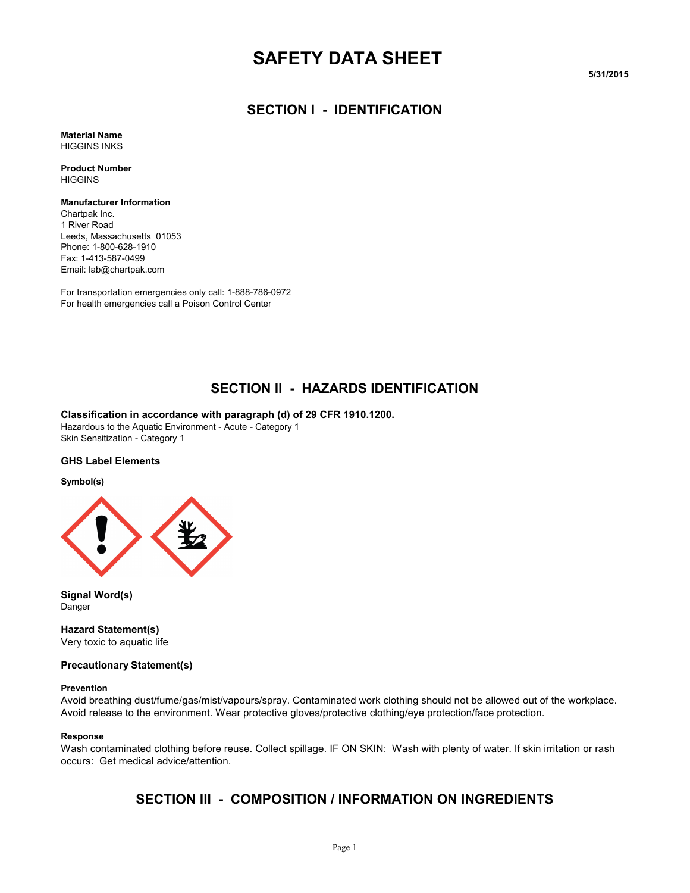# SAFETY DATA SHEET

5/31/2015

## SECTION I - IDENTIFICATION

**Material Name**
HIGGINS INKS

**Product Number**
HIGGINS

**Manufacturer Information**
Chartpak Inc.
1 River Road
Leeds, Massachusetts 01053
Phone: 1-800-628-1910
Fax: 1-413-587-0499
Email: lab@chartpak.com

For transportation emergencies only call: 1-888-786-0972
For health emergencies call a Poison Control Center

## SECTION II - HAZARDS IDENTIFICATION

**Classification in accordance with paragraph (d) of 29 CFR 1910.1200.**
Hazardous to the Aquatic Environment - Acute - Category 1
Skin Sensitization - Category 1

### GHS Label Elements

**Symbol(s)**

**Signal Word(s)**
Danger

**Hazard Statement(s)**
Very toxic to aquatic life

**Precautionary Statement(s)**

**Prevention**
Avoid breathing dust/fume/gas/mist/vapours/spray. Contaminated work clothing should not be allowed out of the workplace. Avoid release to the environment. Wear protective gloves/protective clothing/eye protection/face protection.

**Response**
Wash contaminated clothing before reuse. Collect spillage. IF ON SKIN: Wash with plenty of water. If skin irritation or rash occurs: Get medical advice/attention.

## SECTION III - COMPOSITION / INFORMATION ON INGREDIENTS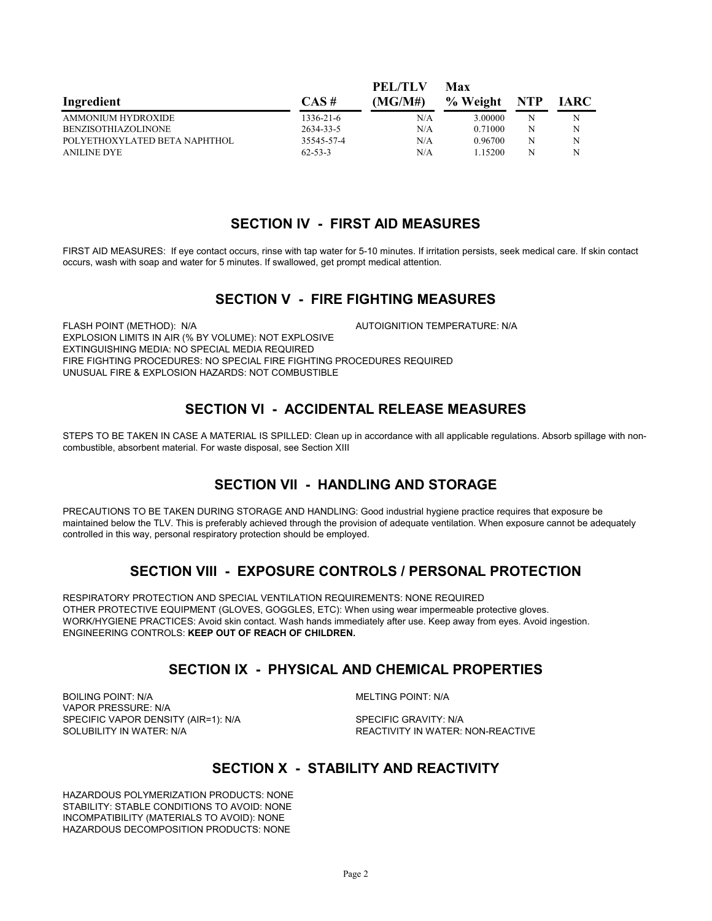| Ingredient | CAS # | PEL/TLV (MG/M#) | Max % Weight | NTP | IARC |
|---|---|---|---|---|---|
| AMMONIUM HYDROXIDE | 1336-21-6 | N/A | 3.00000 | N | N |
| BENZISOTHIAZOLINONE | 2634-33-5 | N/A | 0.71000 | N | N |
| POLYETHOXYLATED BETA NAPHTHOL | 35545-57-4 | N/A | 0.96700 | N | N |
| ANILINE DYE | 62-53-3 | N/A | 1.15200 | N | N |

## SECTION IV - FIRST AID MEASURES

FIRST AID MEASURES: If eye contact occurs, rinse with tap water for 5-10 minutes. If irritation persists, seek medical care. If skin contact occurs, wash with soap and water for 5 minutes. If swallowed, get prompt medical attention.

## SECTION V - FIRE FIGHTING MEASURES

FLASH POINT (METHOD): N/A

AUTOIGNITION TEMPERATURE: N/A

EXPLOSION LIMITS IN AIR (% BY VOLUME): NOT EXPLOSIVE

EXTINGUISHING MEDIA: NO SPECIAL MEDIA REQUIRED

FIRE FIGHTING PROCEDURES: NO SPECIAL FIRE FIGHTING PROCEDURES REQUIRED

UNUSUAL FIRE & EXPLOSION HAZARDS: NOT COMBUSTIBLE

## SECTION VI - ACCIDENTAL RELEASE MEASURES

STEPS TO BE TAKEN IN CASE A MATERIAL IS SPILLED: Clean up in accordance with all applicable regulations. Absorb spillage with non-combustible, absorbent material. For waste disposal, see Section XIII

## SECTION VII - HANDLING AND STORAGE

PRECAUTIONS TO BE TAKEN DURING STORAGE AND HANDLING: Good industrial hygiene practice requires that exposure be maintained below the TLV. This is preferably achieved through the provision of adequate ventilation. When exposure cannot be adequately controlled in this way, personal respiratory protection should be employed.

## SECTION VIII - EXPOSURE CONTROLS / PERSONAL PROTECTION

RESPIRATORY PROTECTION AND SPECIAL VENTILATION REQUIREMENTS: NONE REQUIRED

OTHER PROTECTIVE EQUIPMENT (GLOVES, GOGGLES, ETC): When using wear impermeable protective gloves.

WORK/HYGIENE PRACTICES: Avoid skin contact. Wash hands immediately after use. Keep away from eyes. Avoid ingestion.

ENGINEERING CONTROLS: **KEEP OUT OF REACH OF CHILDREN.**

## SECTION IX - PHYSICAL AND CHEMICAL PROPERTIES

BOILING POINT: N/A

MELTING POINT: N/A

VAPOR PRESSURE: N/A

SPECIFIC VAPOR DENSITY (AIR=1): N/A

SPECIFIC GRAVITY: N/A

SOLUBILITY IN WATER: N/A

REACTIVITY IN WATER: NON-REACTIVE

## SECTION X - STABILITY AND REACTIVITY

HAZARDOUS POLYMERIZATION PRODUCTS: NONE

STABILITY: STABLE CONDITIONS TO AVOID: NONE

INCOMPATIBILITY (MATERIALS TO AVOID): NONE

HAZARDOUS DECOMPOSITION PRODUCTS: NONE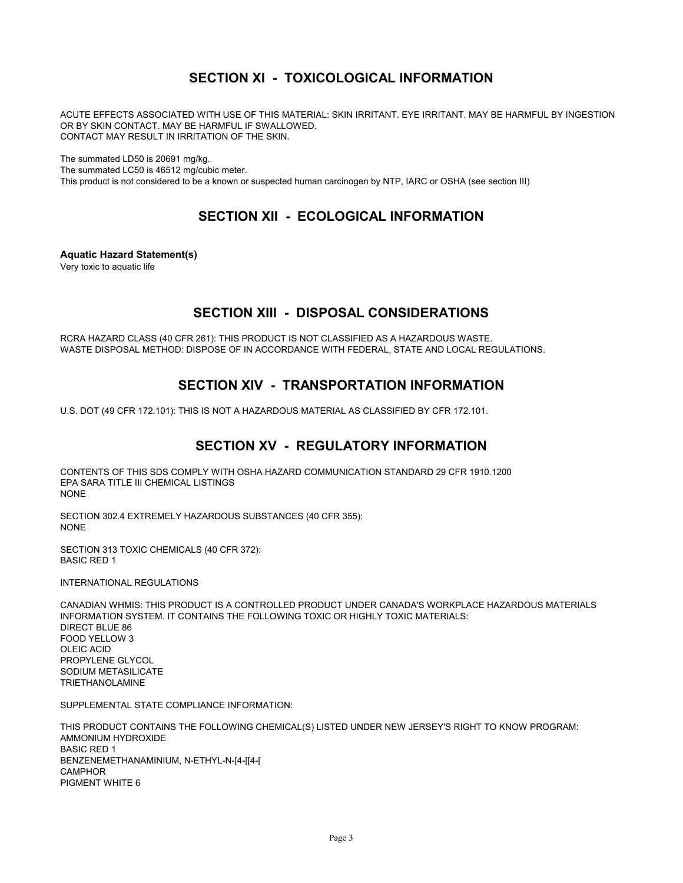## SECTION XI - TOXICOLOGICAL INFORMATION

ACUTE EFFECTS ASSOCIATED WITH USE OF THIS MATERIAL: SKIN IRRITANT. EYE IRRITANT. MAY BE HARMFUL BY INGESTION OR BY SKIN CONTACT. MAY BE HARMFUL IF SWALLOWED.
CONTACT MAY RESULT IN IRRITATION OF THE SKIN.

The summated LD50 is 20691 mg/kg.
The summated LC50 is 46512 mg/cubic meter.
This product is not considered to be a known or suspected human carcinogen by NTP, IARC or OSHA (see section III)

## SECTION XII - ECOLOGICAL INFORMATION

**Aquatic Hazard Statement(s)**
Very toxic to aquatic life

## SECTION XIII - DISPOSAL CONSIDERATIONS

RCRA HAZARD CLASS (40 CFR 261): THIS PRODUCT IS NOT CLASSIFIED AS A HAZARDOUS WASTE.
WASTE DISPOSAL METHOD: DISPOSE OF IN ACCORDANCE WITH FEDERAL, STATE AND LOCAL REGULATIONS.

## SECTION XIV - TRANSPORTATION INFORMATION

U.S. DOT (49 CFR 172.101): THIS IS NOT A HAZARDOUS MATERIAL AS CLASSIFIED BY CFR 172.101.

## SECTION XV - REGULATORY INFORMATION

CONTENTS OF THIS SDS COMPLY WITH OSHA HAZARD COMMUNICATION STANDARD 29 CFR 1910.1200
EPA SARA TITLE III CHEMICAL LISTINGS
NONE

SECTION 302.4 EXTREMELY HAZARDOUS SUBSTANCES (40 CFR 355):
NONE

SECTION 313 TOXIC CHEMICALS (40 CFR 372):
BASIC RED 1

INTERNATIONAL REGULATIONS

CANADIAN WHMIS: THIS PRODUCT IS A CONTROLLED PRODUCT UNDER CANADA'S WORKPLACE HAZARDOUS MATERIALS INFORMATION SYSTEM. IT CONTAINS THE FOLLOWING TOXIC OR HIGHLY TOXIC MATERIALS:
DIRECT BLUE 86
FOOD YELLOW 3
OLEIC ACID
PROPYLENE GLYCOL
SODIUM METASILICATE
TRIETHANOLAMINE

SUPPLEMENTAL STATE COMPLIANCE INFORMATION:

THIS PRODUCT CONTAINS THE FOLLOWING CHEMICAL(S) LISTED UNDER NEW JERSEY'S RIGHT TO KNOW PROGRAM:
AMMONIUM HYDROXIDE
BASIC RED 1
BENZENEMETHANAMINIUM, N-ETHYL-N-[4-[[4-[
CAMPHOR
PIGMENT WHITE 6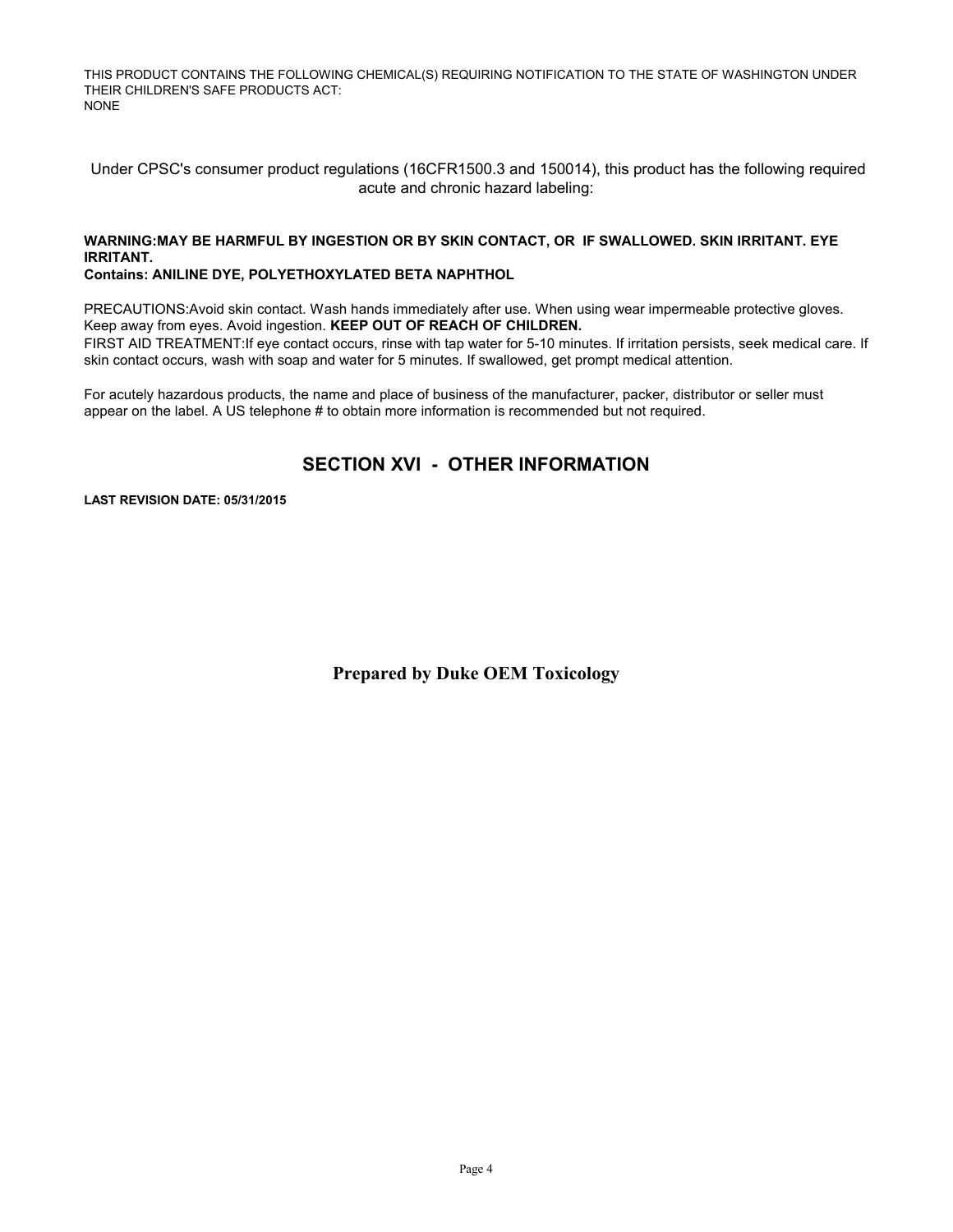THIS PRODUCT CONTAINS THE FOLLOWING CHEMICAL(S) REQUIRING NOTIFICATION TO THE STATE OF WASHINGTON UNDER THEIR CHILDREN'S SAFE PRODUCTS ACT:
NONE

Under CPSC's consumer product regulations (16CFR1500.3 and 150014), this product has the following required acute and chronic hazard labeling:

**WARNING:MAY BE HARMFUL BY INGESTION OR BY SKIN CONTACT, OR IF SWALLOWED. SKIN IRRITANT. EYE IRRITANT.**
**Contains: ANILINE DYE, POLYETHOXYLATED BETA NAPHTHOL**

PRECAUTIONS:Avoid skin contact. Wash hands immediately after use. When using wear impermeable protective gloves. Keep away from eyes. Avoid ingestion. **KEEP OUT OF REACH OF CHILDREN.**
FIRST AID TREATMENT:If eye contact occurs, rinse with tap water for 5-10 minutes. If irritation persists, seek medical care. If skin contact occurs, wash with soap and water for 5 minutes. If swallowed, get prompt medical attention.

For acutely hazardous products, the name and place of business of the manufacturer, packer, distributor or seller must appear on the label. A US telephone # to obtain more information is recommended but not required.

## SECTION XVI - OTHER INFORMATION

**LAST REVISION DATE: 05/31/2015**

**Prepared by Duke OEM Toxicology**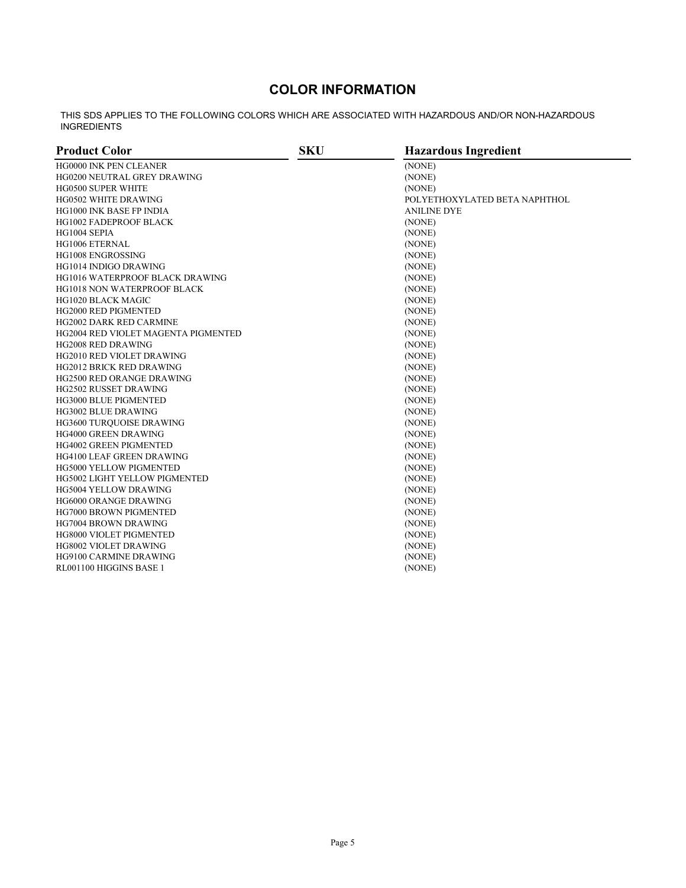# COLOR INFORMATION

THIS SDS APPLIES TO THE FOLLOWING COLORS WHICH ARE ASSOCIATED WITH HAZARDOUS AND/OR NON-HAZARDOUS INGREDIENTS

| Product Color | SKU | Hazardous Ingredient |
|---|---|---|
| HG0000 INK PEN CLEANER | | (NONE) |
| HG0200 NEUTRAL GREY DRAWING | | (NONE) |
| HG0500 SUPER WHITE | | (NONE) |
| HG0502 WHITE DRAWING | | POLYETHOXYLATED BETA NAPHTHOL |
| HG1000 INK BASE FP INDIA | | ANILINE DYE |
| HG1002 FADEPROOF BLACK | | (NONE) |
| HG1004 SEPIA | | (NONE) |
| HG1006 ETERNAL | | (NONE) |
| HG1008 ENGROSSING | | (NONE) |
| HG1014 INDIGO DRAWING | | (NONE) |
| HG1016 WATERPROOF BLACK DRAWING | | (NONE) |
| HG1018 NON WATERPROOF BLACK | | (NONE) |
| HG1020 BLACK MAGIC | | (NONE) |
| HG2000 RED PIGMENTED | | (NONE) |
| HG2002 DARK RED CARMINE | | (NONE) |
| HG2004 RED VIOLET MAGENTA PIGMENTED | | (NONE) |
| HG2008 RED DRAWING | | (NONE) |
| HG2010 RED VIOLET DRAWING | | (NONE) |
| HG2012 BRICK RED DRAWING | | (NONE) |
| HG2500 RED ORANGE DRAWING | | (NONE) |
| HG2502 RUSSET DRAWING | | (NONE) |
| HG3000 BLUE PIGMENTED | | (NONE) |
| HG3002 BLUE DRAWING | | (NONE) |
| HG3600 TURQUOISE DRAWING | | (NONE) |
| HG4000 GREEN DRAWING | | (NONE) |
| HG4002 GREEN PIGMENTED | | (NONE) |
| HG4100 LEAF GREEN DRAWING | | (NONE) |
| HG5000 YELLOW PIGMENTED | | (NONE) |
| HG5002 LIGHT YELLOW PIGMENTED | | (NONE) |
| HG5004 YELLOW DRAWING | | (NONE) |
| HG6000 ORANGE DRAWING | | (NONE) |
| HG7000 BROWN PIGMENTED | | (NONE) |
| HG7004 BROWN DRAWING | | (NONE) |
| HG8000 VIOLET PIGMENTED | | (NONE) |
| HG8002 VIOLET DRAWING | | (NONE) |
| HG9100 CARMINE DRAWING | | (NONE) |
| RL001100 HIGGINS BASE 1 | | (NONE) |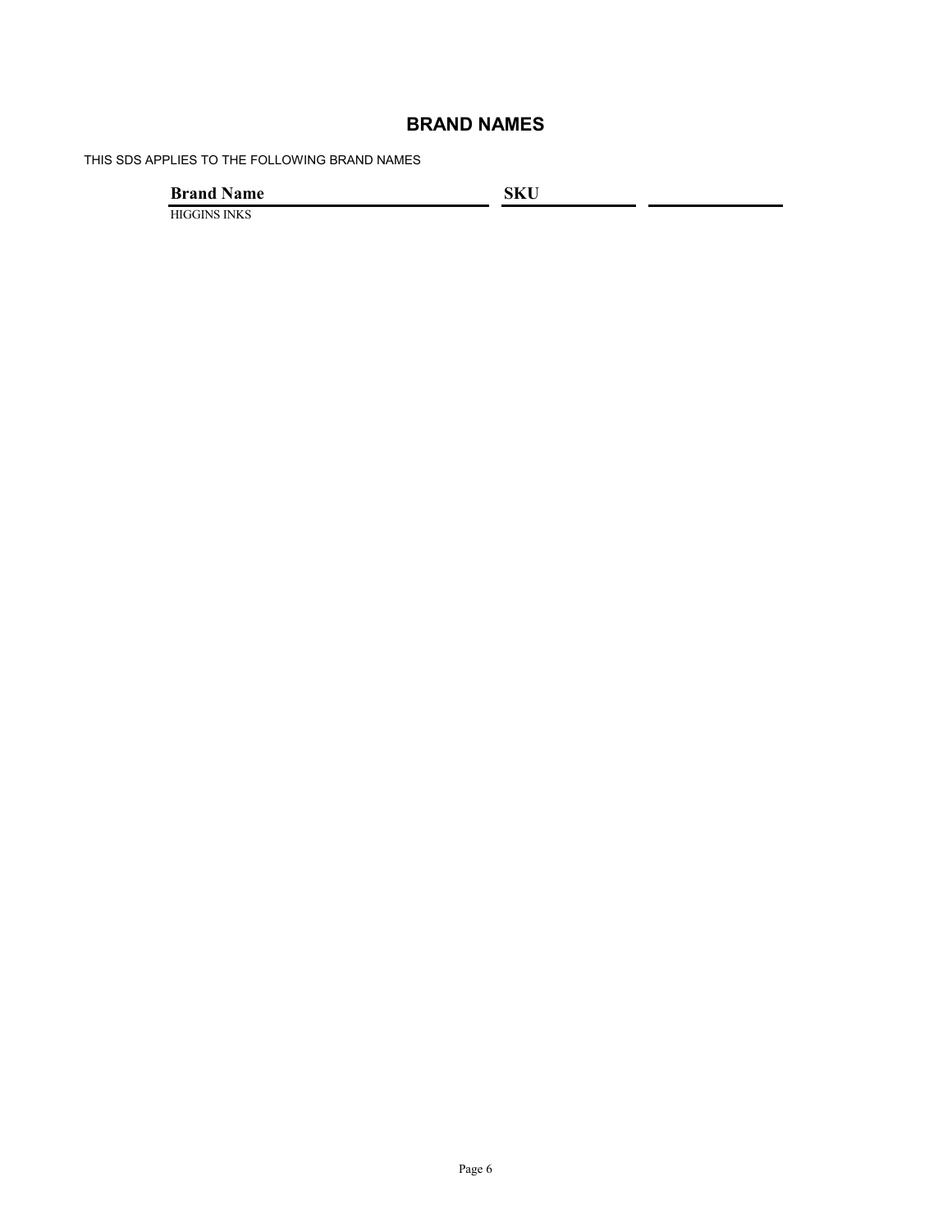# BRAND NAMES

THIS SDS APPLIES TO THE FOLLOWING BRAND NAMES

| Brand Name | SKU | |
|---|---|---|
| HIGGINS INKS | | |